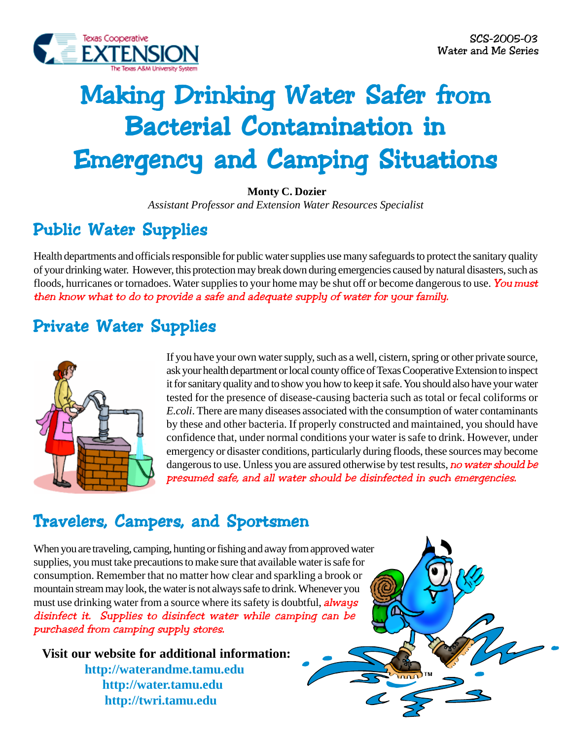SCS-2005-03
Water and Me Series

# Making Drinking Water Safer from Bacterial Contamination in Emergency and Camping Situations

**Monty C. Dozier**
*Assistant Professor and Extension Water Resources Specialist*

## Public Water Supplies

Health departments and officials responsible for public water supplies use many safeguards to protect the sanitary quality of your drinking water. However, this protection may break down during emergencies caused by natural disasters, such as floods, hurricanes or tornadoes. Water supplies to your home may be shut off or become dangerous to use. *You must then know what to do to provide a safe and adequate supply of water for your family.*

## Private Water Supplies

If you have your own water supply, such as a well, cistern, spring or other private source, ask your health department or local county office of Texas Cooperative Extension to inspect it for sanitary quality and to show you how to keep it safe. You should also have your water tested for the presence of disease-causing bacteria such as total or fecal coliforms or *E.coli*. There are many diseases associated with the consumption of water contaminants by these and other bacteria. If properly constructed and maintained, you should have confidence that, under normal conditions your water is safe to drink. However, under emergency or disaster conditions, particularly during floods, these sources may become dangerous to use. Unless you are assured otherwise by test results, *no water should be presumed safe, and all water should be disinfected in such emergencies.*

## Travelers, Campers, and Sportsmen

When you are traveling, camping, hunting or fishing and away from approved water supplies, you must take precautions to make sure that available water is safe for consumption. Remember that no matter how clear and sparkling a brook or mountain stream may look, the water is not always safe to drink. Whenever you must use drinking water from a source where its safety is doubtful, *always disinfect it. Supplies to disinfect water while camping can be purchased from camping supply stores.*

**Visit our website for additional information:**

**http://waterandme.tamu.edu**
**http://water.tamu.edu**
**http://twri.tamu.edu**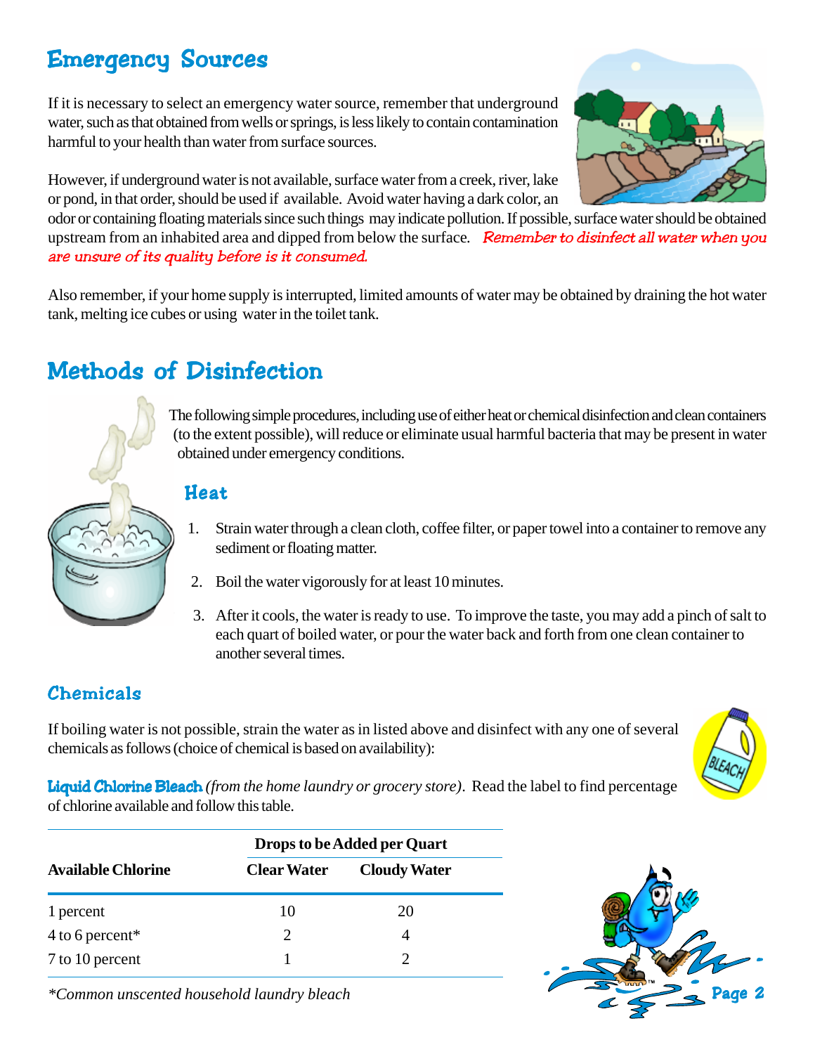## Emergency Sources

If it is necessary to select an emergency water source, remember that underground water, such as that obtained from wells or springs, is less likely to contain contamination harmful to your health than water from surface sources.

However, if underground water is not available, surface water from a creek, river, lake or pond, in that order, should be used if available. Avoid water having a dark color, an odor or containing floating materials since such things may indicate pollution. If possible, surface water should be obtained upstream from an inhabited area and dipped from below the surface. *Remember to disinfect all water when you are unsure of its quality before is it consumed.*

Also remember, if your home supply is interrupted, limited amounts of water may be obtained by draining the hot water tank, melting ice cubes or using water in the toilet tank.

## Methods of Disinfection

The following simple procedures, including use of either heat or chemical disinfection and clean containers (to the extent possible), will reduce or eliminate usual harmful bacteria that may be present in water obtained under emergency conditions.

### Heat

1. Strain water through a clean cloth, coffee filter, or paper towel into a container to remove any sediment or floating matter.
2. Boil the water vigorously for at least 10 minutes.
3. After it cools, the water is ready to use. To improve the taste, you may add a pinch of salt to each quart of boiled water, or pour the water back and forth from one clean container to another several times.

### Chemicals

If boiling water is not possible, strain the water as in listed above and disinfect with any one of several chemicals as follows (choice of chemical is based on availability):

**Liquid Chlorine Bleach** *(from the home laundry or grocery store)*. Read the label to find percentage of chlorine available and follow this table.

| Available Chlorine | Drops to be Added per Quart | |
|---|---|---|
| | Clear Water | Cloudy Water |
| 1 percent | 10 | 20 |
| 4 to 6 percent* | 2 | 4 |
| 7 to 10 percent | 1 | 2 |

*\*Common unscented household laundry bleach*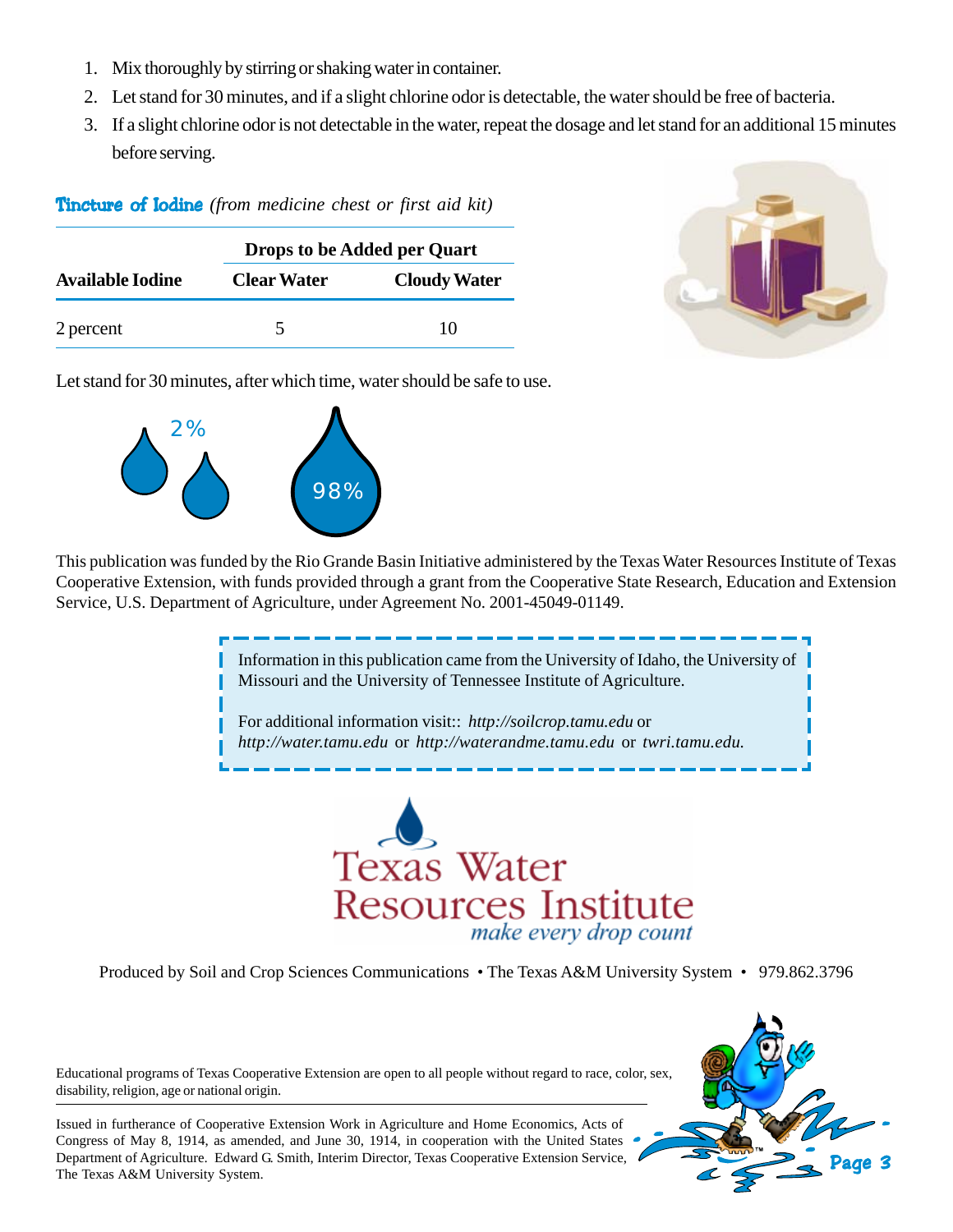1. Mix thoroughly by stirring or shaking water in container.
2. Let stand for 30 minutes, and if a slight chlorine odor is detectable, the water should be free of bacteria.
3. If a slight chlorine odor is not detectable in the water, repeat the dosage and let stand for an additional 15 minutes before serving.

**Tincture of Iodine** *(from medicine chest or first aid kit)*

| | Drops to be Added per Quart | |
|---|---|---|
| **Available Iodine** | **Clear Water** | **Cloudy Water** |
| 2 percent | 5 | 10 |

Let stand for 30 minutes, after which time, water should be safe to use.

2%

98%

This publication was funded by the Rio Grande Basin Initiative administered by the Texas Water Resources Institute of Texas Cooperative Extension, with funds provided through a grant from the Cooperative State Research, Education and Extension Service, U.S. Department of Agriculture, under Agreement No. 2001-45049-01149.

Information in this publication came from the University of Idaho, the University of Missouri and the University of Tennessee Institute of Agriculture.

For additional information visit:: *http://soilcrop.tamu.edu* or *http://water.tamu.edu* or *http://waterandme.tamu.edu* or *twri.tamu.edu.*

Texas Water Resources Institute
*make every drop count*

Produced by Soil and Crop Sciences Communications • The Texas A&M University System • 979.862.3796

Educational programs of Texas Cooperative Extension are open to all people without regard to race, color, sex, disability, religion, age or national origin.

Issued in furtherance of Cooperative Extension Work in Agriculture and Home Economics, Acts of Congress of May 8, 1914, as amended, and June 30, 1914, in cooperation with the United States Department of Agriculture. Edward G. Smith, Interim Director, Texas Cooperative Extension Service, The Texas A&M University System.